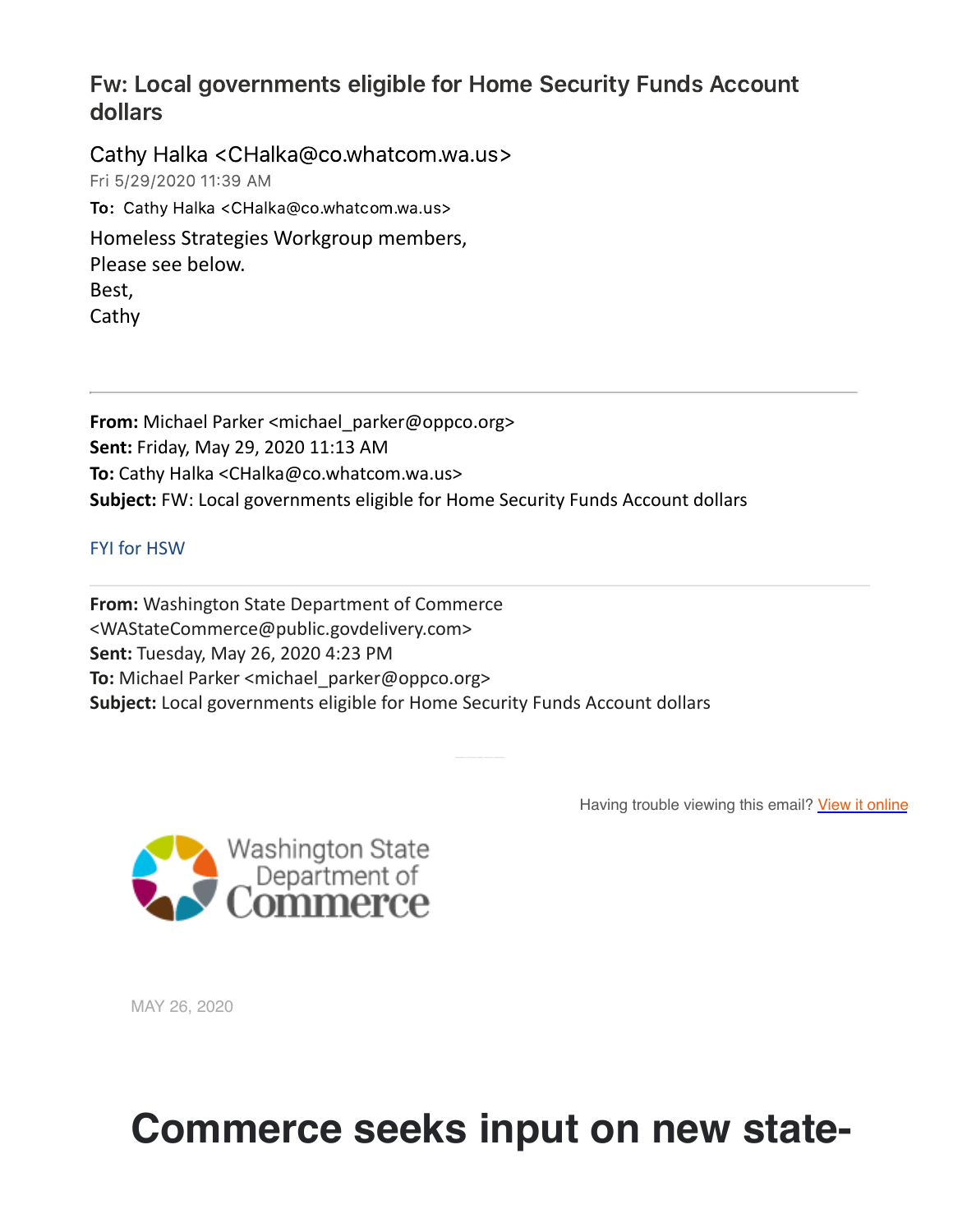# Fw: Local governments eligible for Home Security Funds Account dollars

Cathy Halka <CHalka@co.whatcom.wa.us>
Fri 5/29/2020 11:39 AM
**To:** Cathy Halka <CHalka@co.whatcom.wa.us>

Homeless Strategies Workgroup members,
Please see below.
Best,
Cathy

---

**From:** Michael Parker <michael_parker@oppco.org>
**Sent:** Friday, May 29, 2020 11:13 AM
**To:** Cathy Halka <CHalka@co.whatcom.wa.us>
**Subject:** FW: Local governments eligible for Home Security Funds Account dollars

FYI for HSW

---

**From:** Washington State Department of Commerce <WAStateCommerce@public.govdelivery.com>
**Sent:** Tuesday, May 26, 2020 4:23 PM
**To:** Michael Parker <michael_parker@oppco.org>
**Subject:** Local governments eligible for Home Security Funds Account dollars

Having trouble viewing this email? View it online

Washington State Department of Commerce

MAY 26, 2020

# Commerce seeks input on new state-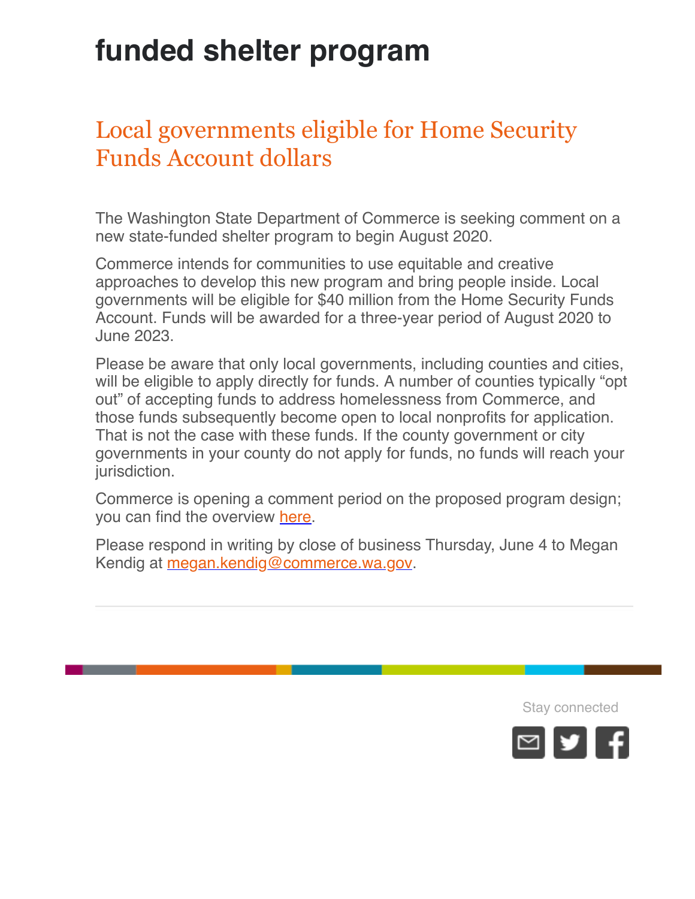# funded shelter program

## Local governments eligible for Home Security Funds Account dollars

The Washington State Department of Commerce is seeking comment on a new state-funded shelter program to begin August 2020.

Commerce intends for communities to use equitable and creative approaches to develop this new program and bring people inside. Local governments will be eligible for $40 million from the Home Security Funds Account. Funds will be awarded for a three-year period of August 2020 to June 2023.

Please be aware that only local governments, including counties and cities, will be eligible to apply directly for funds. A number of counties typically "opt out" of accepting funds to address homelessness from Commerce, and those funds subsequently become open to local nonprofits for application. That is not the case with these funds. If the county government or city governments in your county do not apply for funds, no funds will reach your jurisdiction.

Commerce is opening a comment period on the proposed program design; you can find the overview here.

Please respond in writing by close of business Thursday, June 4 to Megan Kendig at megan.kendig@commerce.wa.gov.

---

Stay connected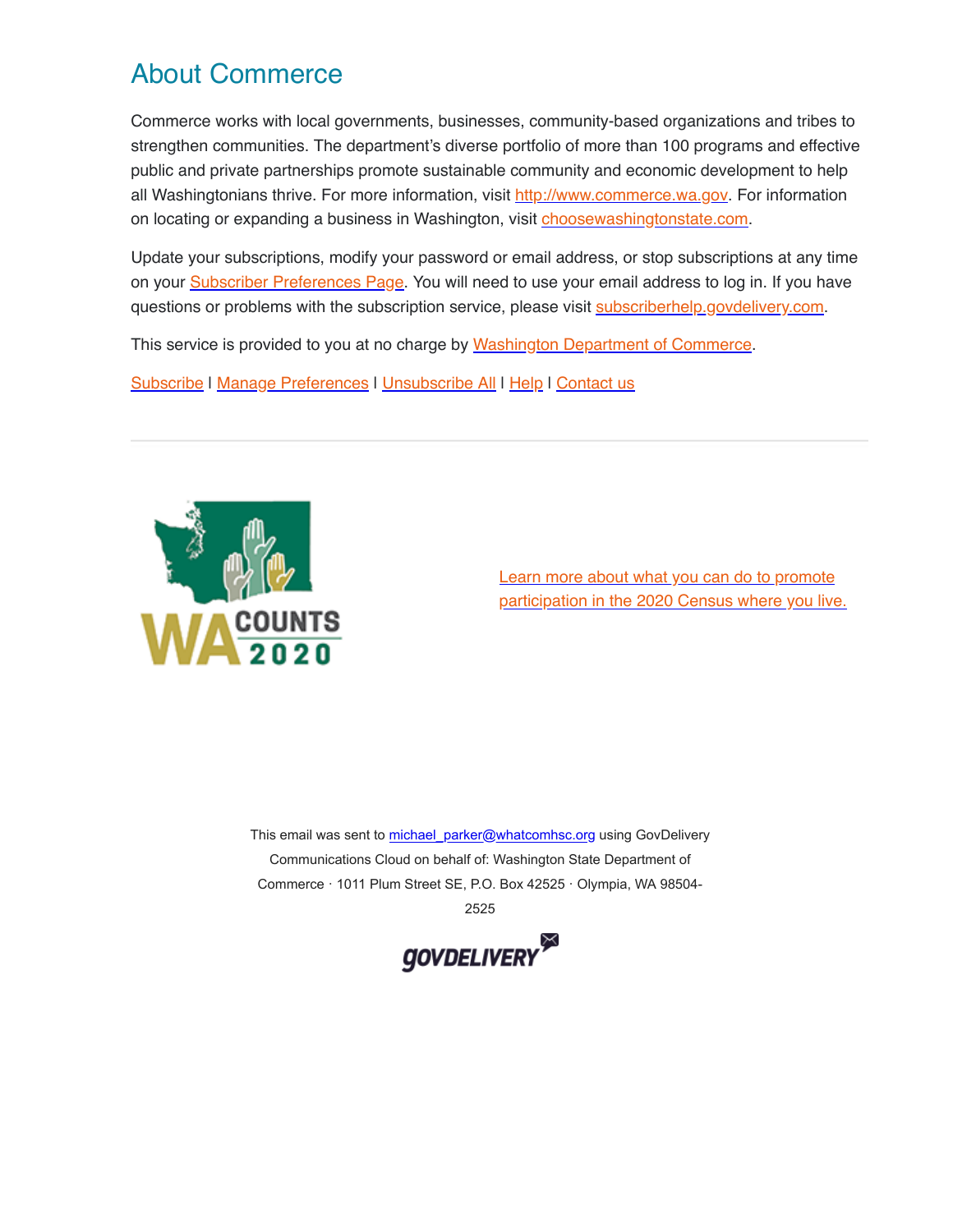## About Commerce

Commerce works with local governments, businesses, community-based organizations and tribes to strengthen communities. The department's diverse portfolio of more than 100 programs and effective public and private partnerships promote sustainable community and economic development to help all Washingtonians thrive. For more information, visit http://www.commerce.wa.gov. For information on locating or expanding a business in Washington, visit choosewashingtonstate.com.

Update your subscriptions, modify your password or email address, or stop subscriptions at any time on your Subscriber Preferences Page. You will need to use your email address to log in. If you have questions or problems with the subscription service, please visit subscriberhelp.govdelivery.com.

This service is provided to you at no charge by Washington Department of Commerce.

Subscribe | Manage Preferences | Unsubscribe All | Help | Contact us

---

WA COUNTS 2020

Learn more about what you can do to promote participation in the 2020 Census where you live.

This email was sent to michael_parker@whatcomhsc.org using GovDelivery Communications Cloud on behalf of: Washington State Department of Commerce · 1011 Plum Street SE, P.O. Box 42525 · Olympia, WA 98504-2525

GOVDELIVERY